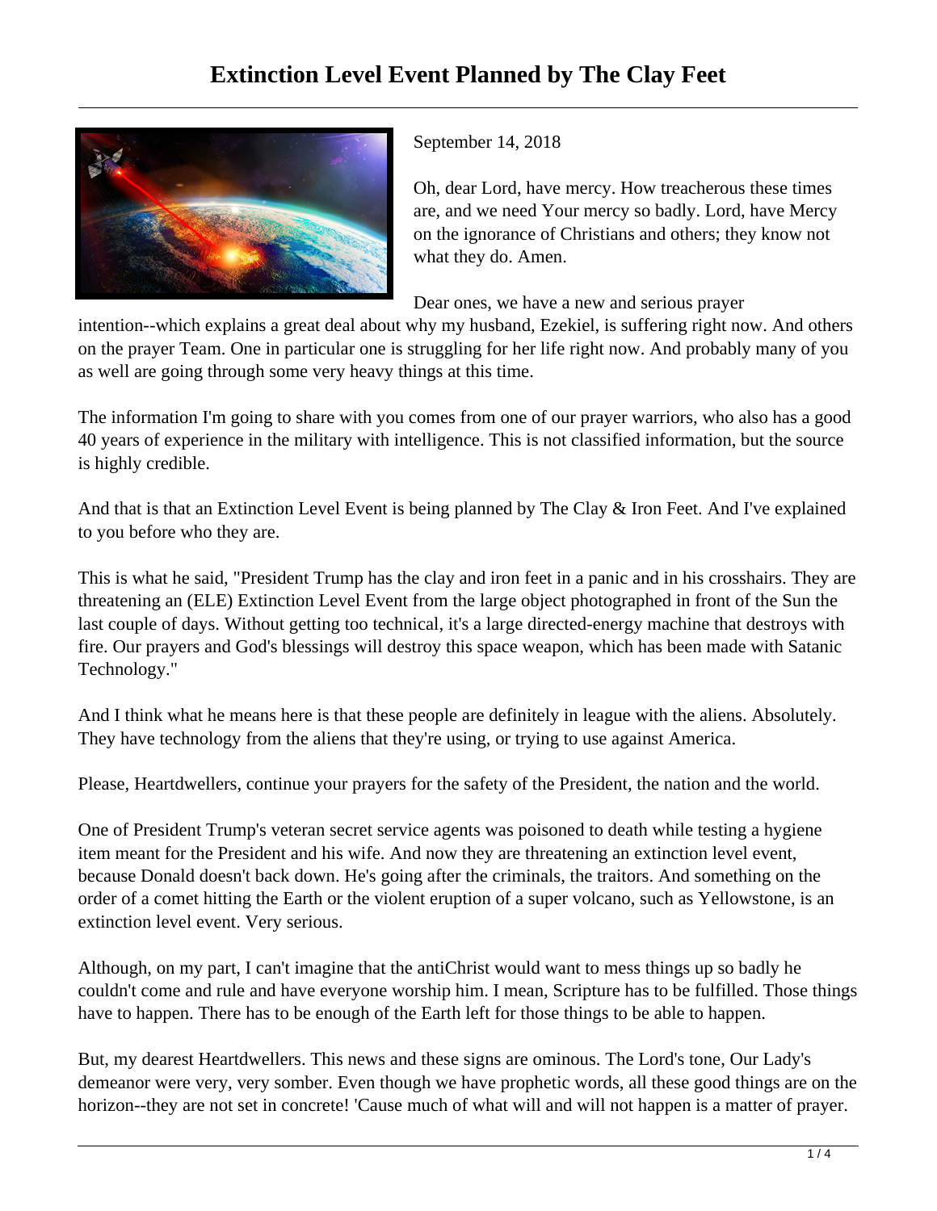# Extinction Level Event Planned by The Clay Feet

September 14, 2018

Oh, dear Lord, have mercy. How treacherous these times are, and we need Your mercy so badly. Lord, have Mercy on the ignorance of Christians and others; they know not what they do. Amen.

Dear ones, we have a new and serious prayer intention--which explains a great deal about why my husband, Ezekiel, is suffering right now. And others on the prayer Team. One in particular one is struggling for her life right now. And probably many of you as well are going through some very heavy things at this time.

The information I'm going to share with you comes from one of our prayer warriors, who also has a good 40 years of experience in the military with intelligence. This is not classified information, but the source is highly credible.

And that is that an Extinction Level Event is being planned by The Clay & Iron Feet. And I've explained to you before who they are.

This is what he said, "President Trump has the clay and iron feet in a panic and in his crosshairs. They are threatening an (ELE) Extinction Level Event from the large object photographed in front of the Sun the last couple of days. Without getting too technical, it's a large directed-energy machine that destroys with fire. Our prayers and God's blessings will destroy this space weapon, which has been made with Satanic Technology."

And I think what he means here is that these people are definitely in league with the aliens. Absolutely. They have technology from the aliens that they're using, or trying to use against America.

Please, Heartdwellers, continue your prayers for the safety of the President, the nation and the world.

One of President Trump's veteran secret service agents was poisoned to death while testing a hygiene item meant for the President and his wife. And now they are threatening an extinction level event, because Donald doesn't back down. He's going after the criminals, the traitors. And something on the order of a comet hitting the Earth or the violent eruption of a super volcano, such as Yellowstone, is an extinction level event. Very serious.

Although, on my part, I can't imagine that the antiChrist would want to mess things up so badly he couldn't come and rule and have everyone worship him. I mean, Scripture has to be fulfilled. Those things have to happen. There has to be enough of the Earth left for those things to be able to happen.

But, my dearest Heartdwellers. This news and these signs are ominous. The Lord's tone, Our Lady's demeanor were very, very somber. Even though we have prophetic words, all these good things are on the horizon--they are not set in concrete! 'Cause much of what will and will not happen is a matter of prayer.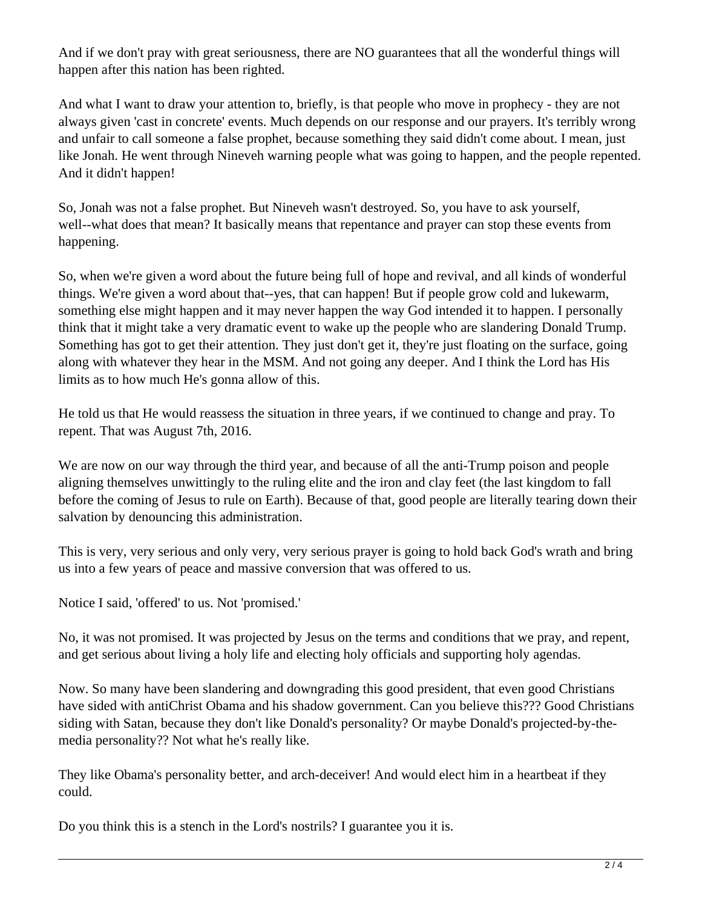And if we don't pray with great seriousness, there are NO guarantees that all the wonderful things will happen after this nation has been righted.

And what I want to draw your attention to, briefly, is that people who move in prophecy - they are not always given 'cast in concrete' events. Much depends on our response and our prayers. It's terribly wrong and unfair to call someone a false prophet, because something they said didn't come about. I mean, just like Jonah. He went through Nineveh warning people what was going to happen, and the people repented. And it didn't happen!

So, Jonah was not a false prophet. But Nineveh wasn't destroyed. So, you have to ask yourself, well--what does that mean? It basically means that repentance and prayer can stop these events from happening.

So, when we're given a word about the future being full of hope and revival, and all kinds of wonderful things. We're given a word about that--yes, that can happen! But if people grow cold and lukewarm, something else might happen and it may never happen the way God intended it to happen. I personally think that it might take a very dramatic event to wake up the people who are slandering Donald Trump. Something has got to get their attention. They just don't get it, they're just floating on the surface, going along with whatever they hear in the MSM. And not going any deeper. And I think the Lord has His limits as to how much He's gonna allow of this.

He told us that He would reassess the situation in three years, if we continued to change and pray. To repent. That was August 7th, 2016.

We are now on our way through the third year, and because of all the anti-Trump poison and people aligning themselves unwittingly to the ruling elite and the iron and clay feet (the last kingdom to fall before the coming of Jesus to rule on Earth). Because of that, good people are literally tearing down their salvation by denouncing this administration.

This is very, very serious and only very, very serious prayer is going to hold back God's wrath and bring us into a few years of peace and massive conversion that was offered to us.

Notice I said, 'offered' to us. Not 'promised.'

No, it was not promised. It was projected by Jesus on the terms and conditions that we pray, and repent, and get serious about living a holy life and electing holy officials and supporting holy agendas.

Now. So many have been slandering and downgrading this good president, that even good Christians have sided with antiChrist Obama and his shadow government. Can you believe this??? Good Christians siding with Satan, because they don't like Donald's personality? Or maybe Donald's projected-by-the-media personality?? Not what he's really like.

They like Obama's personality better, and arch-deceiver! And would elect him in a heartbeat if they could.

Do you think this is a stench in the Lord's nostrils? I guarantee you it is.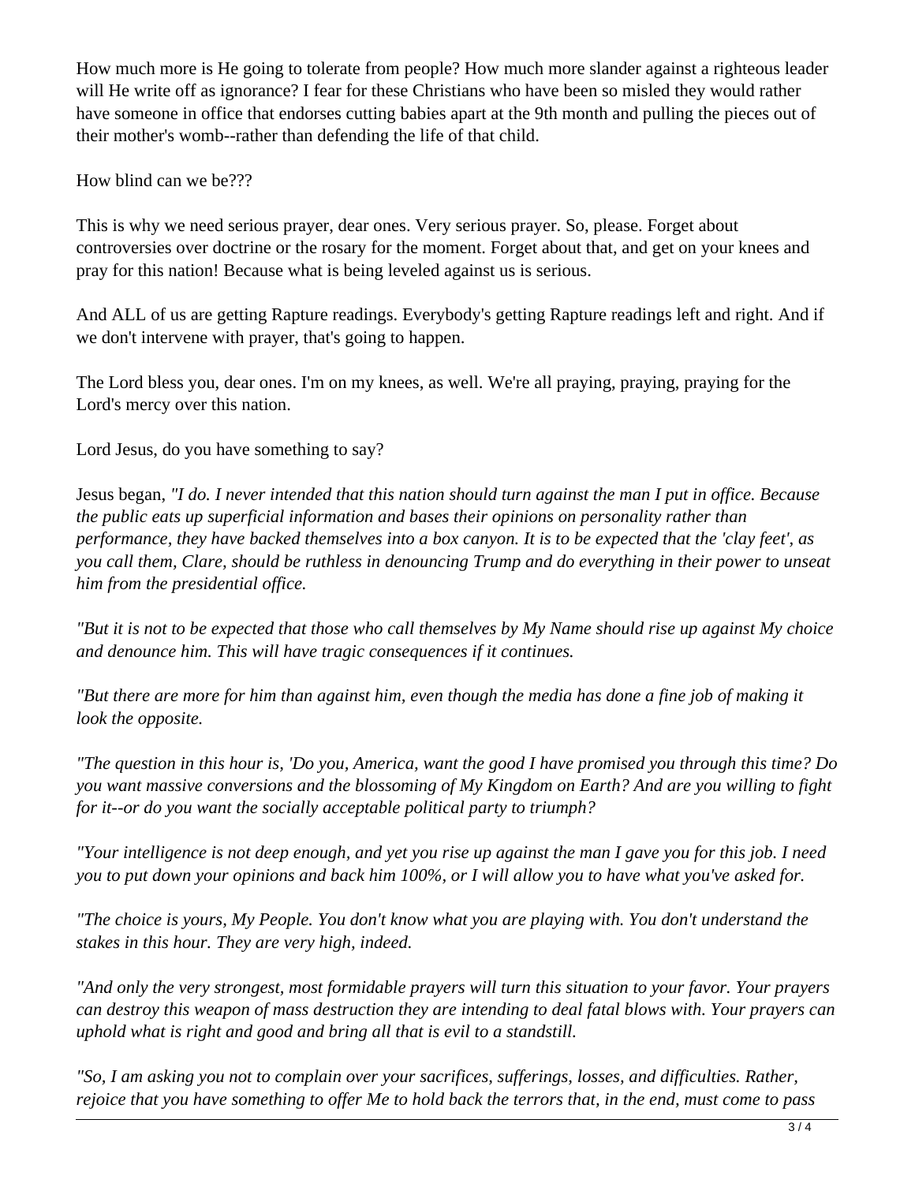How much more is He going to tolerate from people? How much more slander against a righteous leader will He write off as ignorance? I fear for these Christians who have been so misled they would rather have someone in office that endorses cutting babies apart at the 9th month and pulling the pieces out of their mother's womb--rather than defending the life of that child.

How blind can we be???

This is why we need serious prayer, dear ones. Very serious prayer. So, please. Forget about controversies over doctrine or the rosary for the moment. Forget about that, and get on your knees and pray for this nation! Because what is being leveled against us is serious.

And ALL of us are getting Rapture readings. Everybody's getting Rapture readings left and right. And if we don't intervene with prayer, that's going to happen.

The Lord bless you, dear ones. I'm on my knees, as well. We're all praying, praying, praying for the Lord's mercy over this nation.

Lord Jesus, do you have something to say?

Jesus began, *"I do. I never intended that this nation should turn against the man I put in office. Because the public eats up superficial information and bases their opinions on personality rather than performance, they have backed themselves into a box canyon. It is to be expected that the 'clay feet', as you call them, Clare, should be ruthless in denouncing Trump and do everything in their power to unseat him from the presidential office.*

*"But it is not to be expected that those who call themselves by My Name should rise up against My choice and denounce him. This will have tragic consequences if it continues.*

*"But there are more for him than against him, even though the media has done a fine job of making it look the opposite.*

*"The question in this hour is, 'Do you, America, want the good I have promised you through this time? Do you want massive conversions and the blossoming of My Kingdom on Earth? And are you willing to fight for it--or do you want the socially acceptable political party to triumph?*

*"Your intelligence is not deep enough, and yet you rise up against the man I gave you for this job. I need you to put down your opinions and back him 100%, or I will allow you to have what you've asked for.*

*"The choice is yours, My People. You don't know what you are playing with. You don't understand the stakes in this hour. They are very high, indeed.*

*"And only the very strongest, most formidable prayers will turn this situation to your favor. Your prayers can destroy this weapon of mass destruction they are intending to deal fatal blows with. Your prayers can uphold what is right and good and bring all that is evil to a standstill.*

*"So, I am asking you not to complain over your sacrifices, sufferings, losses, and difficulties. Rather, rejoice that you have something to offer Me to hold back the terrors that, in the end, must come to pass*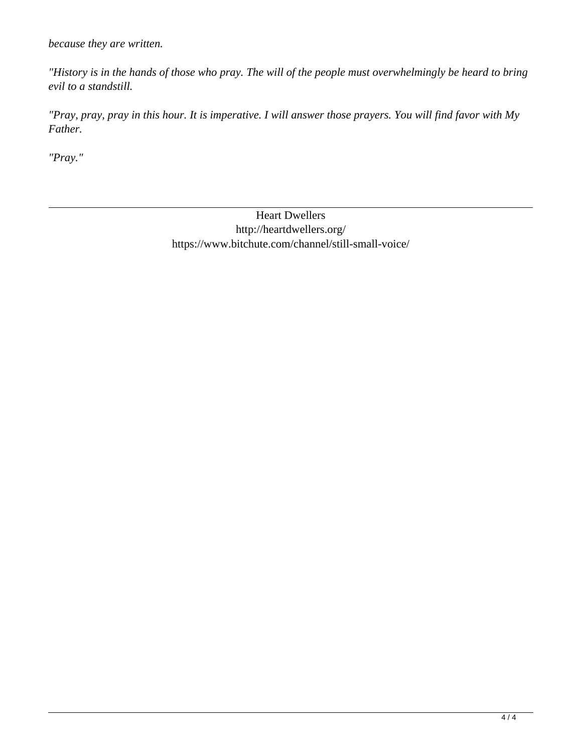*because they are written.*

*"History is in the hands of those who pray. The will of the people must overwhelmingly be heard to bring evil to a standstill.*

*"Pray, pray, pray in this hour. It is imperative. I will answer those prayers. You will find favor with My Father.*

*"Pray."*

---

Heart Dwellers
http://heartdwellers.org/
https://www.bitchute.com/channel/still-small-voice/